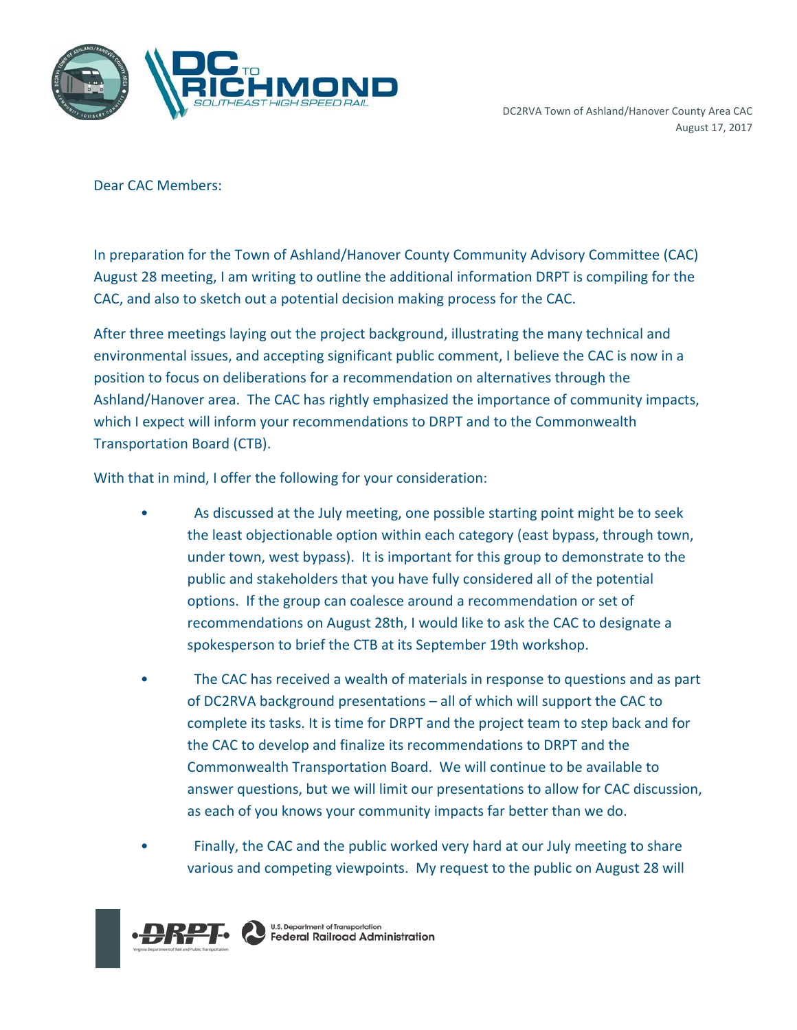DC2RVA Town of Ashland/Hanover County Area CAC
August 17, 2017

Dear CAC Members:

In preparation for the Town of Ashland/Hanover County Community Advisory Committee (CAC) August 28 meeting, I am writing to outline the additional information DRPT is compiling for the CAC, and also to sketch out a potential decision making process for the CAC.

After three meetings laying out the project background, illustrating the many technical and environmental issues, and accepting significant public comment, I believe the CAC is now in a position to focus on deliberations for a recommendation on alternatives through the Ashland/Hanover area. The CAC has rightly emphasized the importance of community impacts, which I expect will inform your recommendations to DRPT and to the Commonwealth Transportation Board (CTB).

With that in mind, I offer the following for your consideration:

- As discussed at the July meeting, one possible starting point might be to seek the least objectionable option within each category (east bypass, through town, under town, west bypass). It is important for this group to demonstrate to the public and stakeholders that you have fully considered all of the potential options. If the group can coalesce around a recommendation or set of recommendations on August 28th, I would like to ask the CAC to designate a spokesperson to brief the CTB at its September 19th workshop.
- The CAC has received a wealth of materials in response to questions and as part of DC2RVA background presentations – all of which will support the CAC to complete its tasks. It is time for DRPT and the project team to step back and for the CAC to develop and finalize its recommendations to DRPT and the Commonwealth Transportation Board. We will continue to be available to answer questions, but we will limit our presentations to allow for CAC discussion, as each of you knows your community impacts far better than we do.
- Finally, the CAC and the public worked very hard at our July meeting to share various and competing viewpoints. My request to the public on August 28 will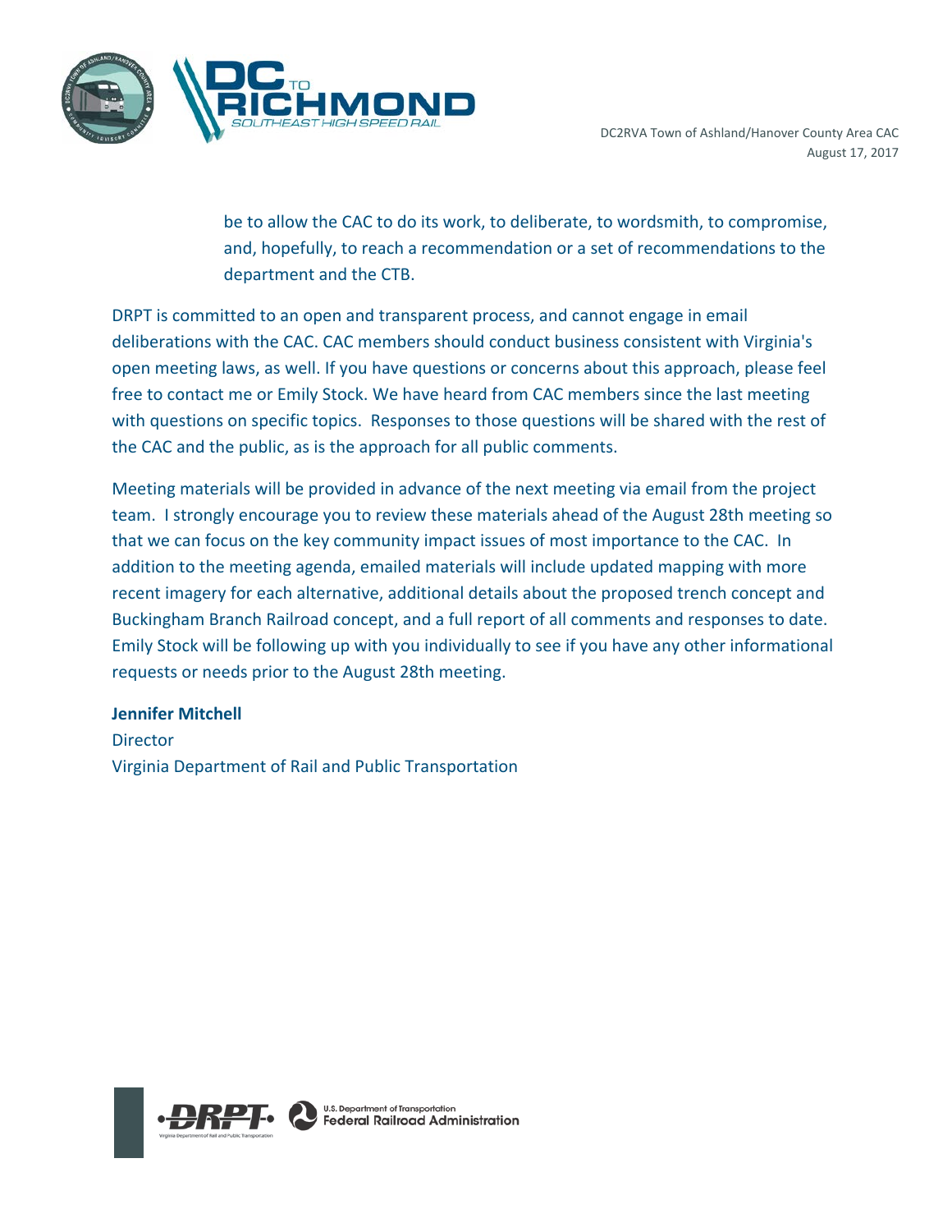be to allow the CAC to do its work, to deliberate, to wordsmith, to compromise, and, hopefully, to reach a recommendation or a set of recommendations to the department and the CTB.

DRPT is committed to an open and transparent process, and cannot engage in email deliberations with the CAC. CAC members should conduct business consistent with Virginia's open meeting laws, as well. If you have questions or concerns about this approach, please feel free to contact me or Emily Stock. We have heard from CAC members since the last meeting with questions on specific topics. Responses to those questions will be shared with the rest of the CAC and the public, as is the approach for all public comments.

Meeting materials will be provided in advance of the next meeting via email from the project team. I strongly encourage you to review these materials ahead of the August 28th meeting so that we can focus on the key community impact issues of most importance to the CAC. In addition to the meeting agenda, emailed materials will include updated mapping with more recent imagery for each alternative, additional details about the proposed trench concept and Buckingham Branch Railroad concept, and a full report of all comments and responses to date. Emily Stock will be following up with you individually to see if you have any other informational requests or needs prior to the August 28th meeting.

**Jennifer Mitchell**
Director
Virginia Department of Rail and Public Transportation